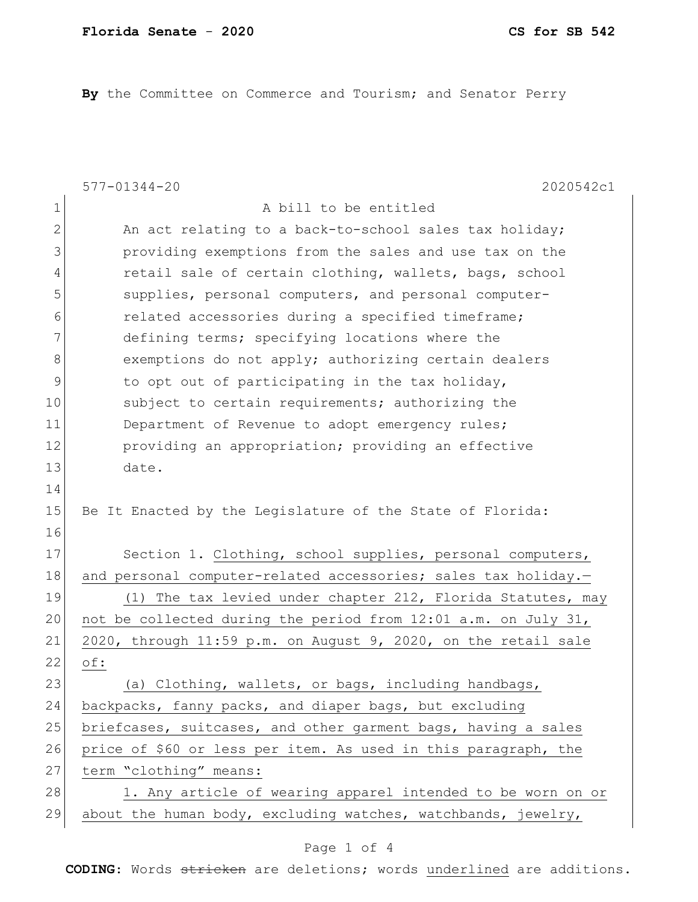**By** the Committee on Commerce and Tourism; and Senator Perry

577-01344-20 2020542c1

A bill to be entitled

An act relating to a back-to-school sales tax holiday; providing exemptions from the sales and use tax on the retail sale of certain clothing, wallets, bags, school supplies, personal computers, and personal computer-related accessories during a specified timeframe; defining terms; specifying locations where the exemptions do not apply; authorizing certain dealers to opt out of participating in the tax holiday, subject to certain requirements; authorizing the Department of Revenue to adopt emergency rules; providing an appropriation; providing an effective date.

Be It Enacted by the Legislature of the State of Florida:

Section 1. Clothing, school supplies, personal computers, and personal computer-related accessories; sales tax holiday.—

(1) The tax levied under chapter 212, Florida Statutes, may not be collected during the period from 12:01 a.m. on July 31, 2020, through 11:59 p.m. on August 9, 2020, on the retail sale of:

(a) Clothing, wallets, or bags, including handbags, backpacks, fanny packs, and diaper bags, but excluding briefcases, suitcases, and other garment bags, having a sales price of $60 or less per item. As used in this paragraph, the term "clothing" means:

1. Any article of wearing apparel intended to be worn on or about the human body, excluding watches, watchbands, jewelry,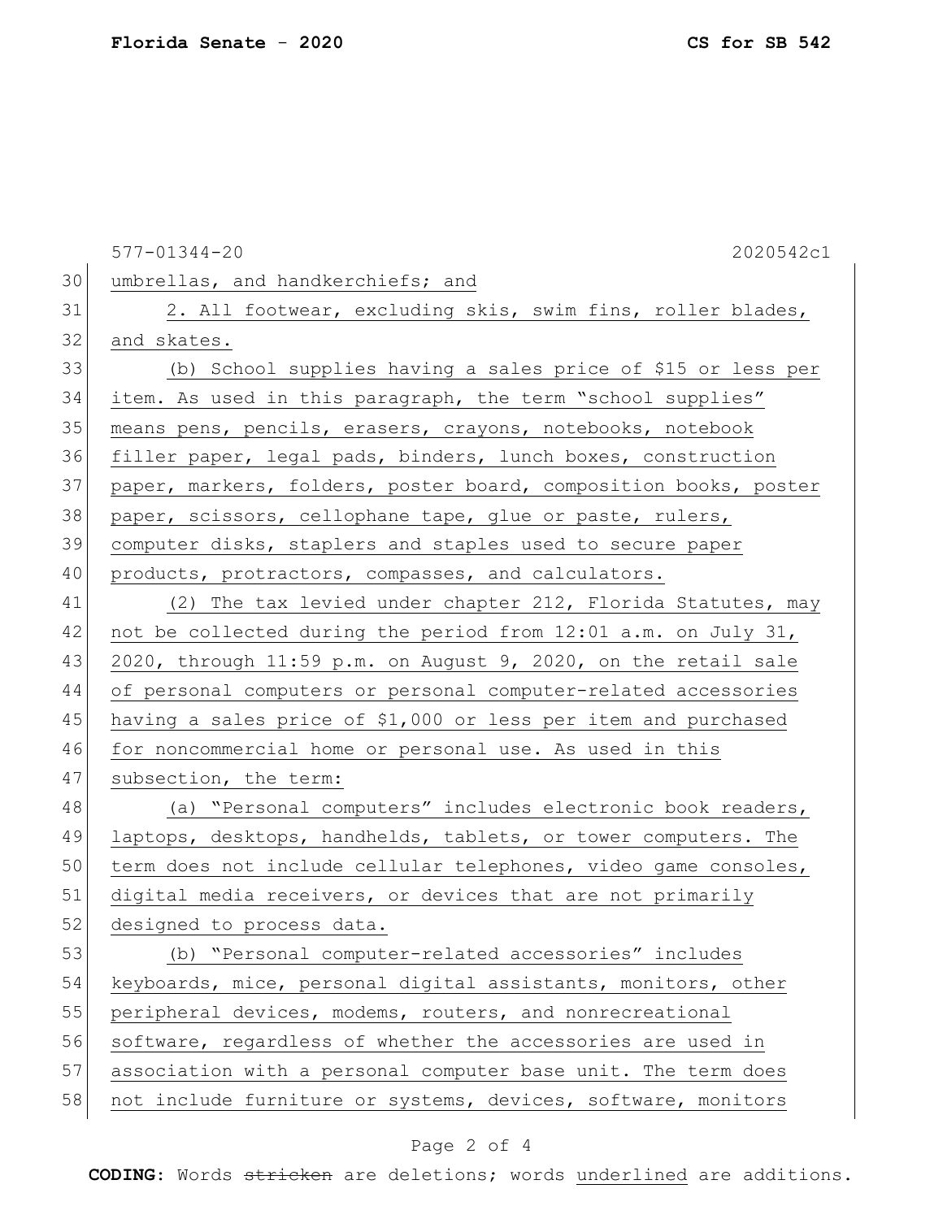umbrellas, and handkerchiefs; and

2. All footwear, excluding skis, swim fins, roller blades, and skates.

(b) School supplies having a sales price of $15 or less per item. As used in this paragraph, the term "school supplies" means pens, pencils, erasers, crayons, notebooks, notebook filler paper, legal pads, binders, lunch boxes, construction paper, markers, folders, poster board, composition books, poster paper, scissors, cellophane tape, glue or paste, rulers, computer disks, staplers and staples used to secure paper products, protractors, compasses, and calculators.

(2) The tax levied under chapter 212, Florida Statutes, may not be collected during the period from 12:01 a.m. on July 31, 2020, through 11:59 p.m. on August 9, 2020, on the retail sale of personal computers or personal computer-related accessories having a sales price of $1,000 or less per item and purchased for noncommercial home or personal use. As used in this subsection, the term:

(a) "Personal computers" includes electronic book readers, laptops, desktops, handhelds, tablets, or tower computers. The term does not include cellular telephones, video game consoles, digital media receivers, or devices that are not primarily designed to process data.

(b) "Personal computer-related accessories" includes keyboards, mice, personal digital assistants, monitors, other peripheral devices, modems, routers, and nonrecreational software, regardless of whether the accessories are used in association with a personal computer base unit. The term does not include furniture or systems, devices, software, monitors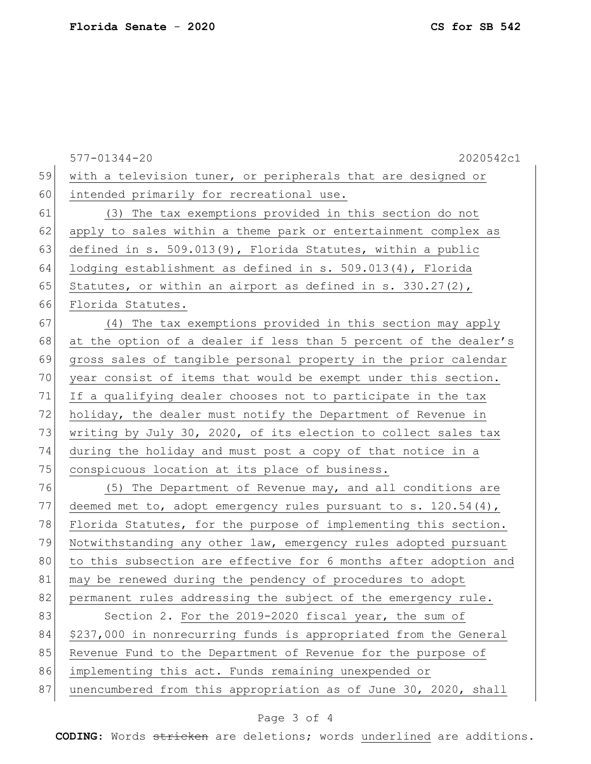with a television tuner, or peripherals that are designed or intended primarily for recreational use.

(3) The tax exemptions provided in this section do not apply to sales within a theme park or entertainment complex as defined in s. 509.013(9), Florida Statutes, within a public lodging establishment as defined in s. 509.013(4), Florida Statutes, or within an airport as defined in s. 330.27(2), Florida Statutes.

(4) The tax exemptions provided in this section may apply at the option of a dealer if less than 5 percent of the dealer's gross sales of tangible personal property in the prior calendar year consist of items that would be exempt under this section. If a qualifying dealer chooses not to participate in the tax holiday, the dealer must notify the Department of Revenue in writing by July 30, 2020, of its election to collect sales tax during the holiday and must post a copy of that notice in a conspicuous location at its place of business.

(5) The Department of Revenue may, and all conditions are deemed met to, adopt emergency rules pursuant to s. 120.54(4), Florida Statutes, for the purpose of implementing this section. Notwithstanding any other law, emergency rules adopted pursuant to this subsection are effective for 6 months after adoption and may be renewed during the pendency of procedures to adopt permanent rules addressing the subject of the emergency rule.

Section 2. For the 2019-2020 fiscal year, the sum of $237,000 in nonrecurring funds is appropriated from the General Revenue Fund to the Department of Revenue for the purpose of implementing this act. Funds remaining unexpended or unencumbered from this appropriation as of June 30, 2020, shall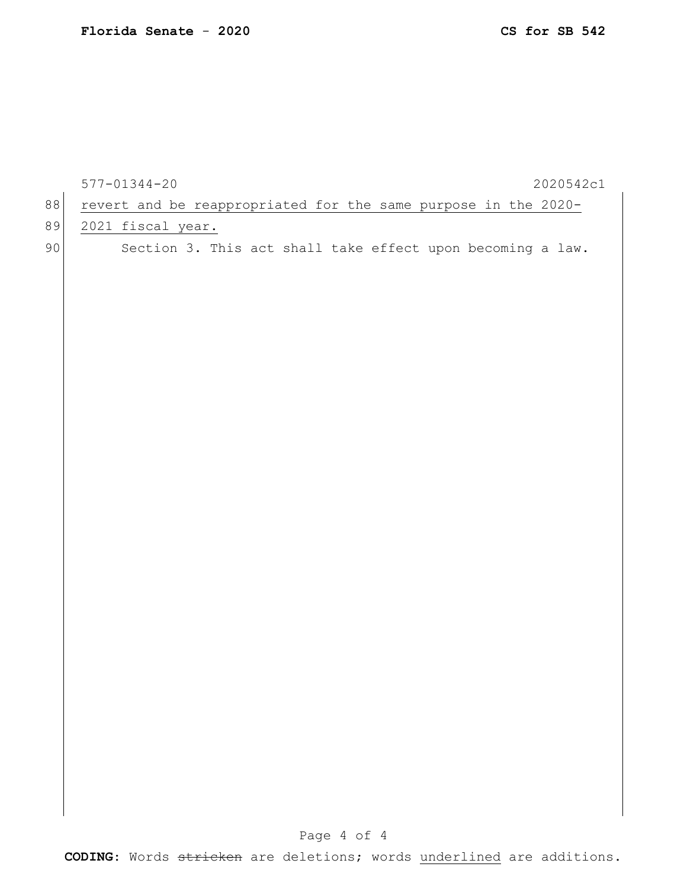577-01344-20 2020542c1

88 revert and be reappropriated for the same purpose in the 2020-
89 2021 fiscal year.
90 Section 3. This act shall take effect upon becoming a law.

**CODING:** Words ~~stricken~~ are deletions; words underlined are additions.